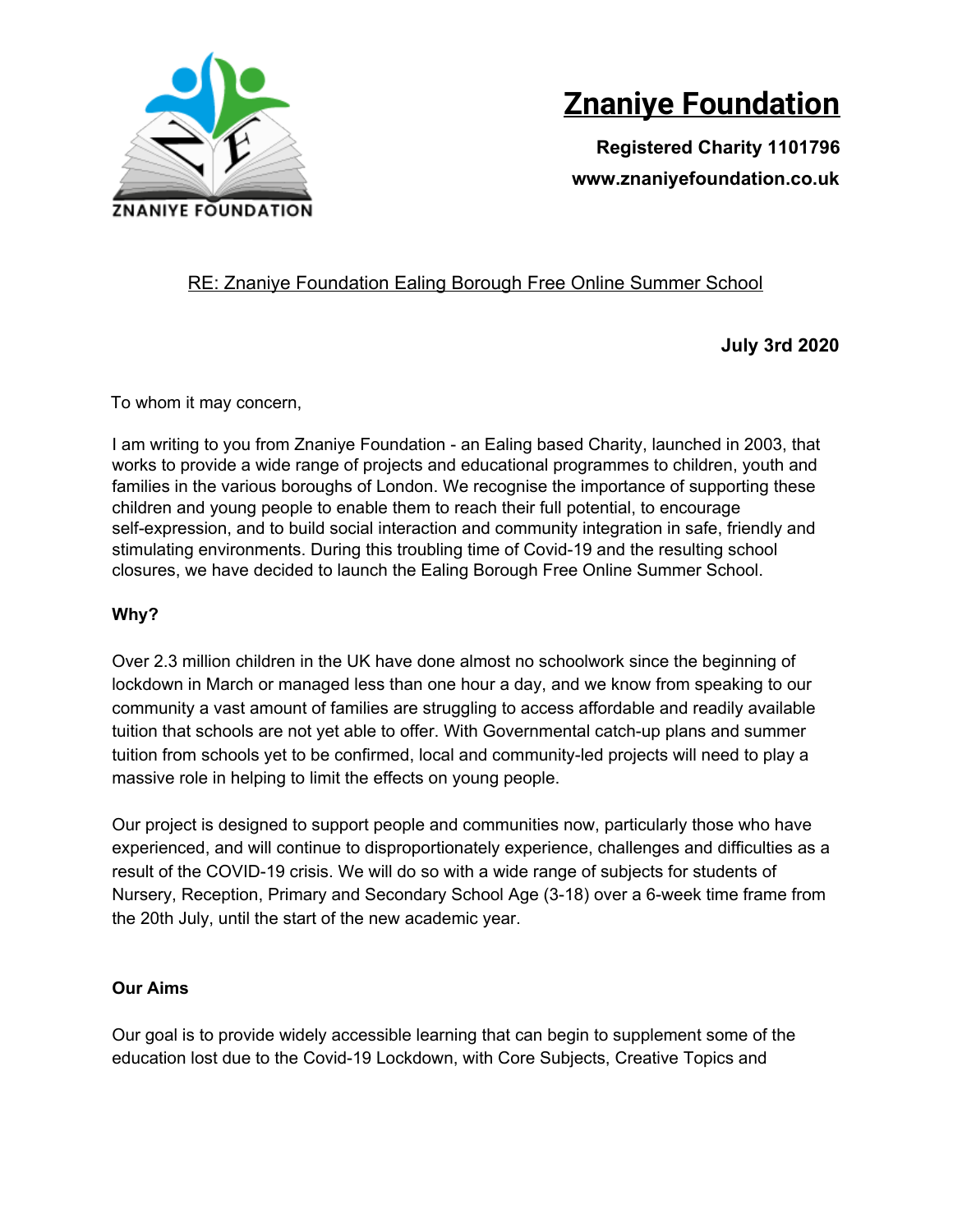ZNANIYE FOUNDATION

# Znaniye Foundation

**Registered Charity 1101796**

**www.znaniyefoundation.co.uk**

RE: Znaniye Foundation Ealing Borough Free Online Summer School

**July 3rd 2020**

To whom it may concern,

I am writing to you from Znaniye Foundation - an Ealing based Charity, launched in 2003, that works to provide a wide range of projects and educational programmes to children, youth and families in the various boroughs of London. We recognise the importance of supporting these children and young people to enable them to reach their full potential, to encourage self-expression, and to build social interaction and community integration in safe, friendly and stimulating environments. During this troubling time of Covid-19 and the resulting school closures, we have decided to launch the Ealing Borough Free Online Summer School.

**Why?**

Over 2.3 million children in the UK have done almost no schoolwork since the beginning of lockdown in March or managed less than one hour a day, and we know from speaking to our community a vast amount of families are struggling to access affordable and readily available tuition that schools are not yet able to offer. With Governmental catch-up plans and summer tuition from schools yet to be confirmed, local and community-led projects will need to play a massive role in helping to limit the effects on young people.

Our project is designed to support people and communities now, particularly those who have experienced, and will continue to disproportionately experience, challenges and difficulties as a result of the COVID-19 crisis. We will do so with a wide range of subjects for students of Nursery, Reception, Primary and Secondary School Age (3-18) over a 6-week time frame from the 20th July, until the start of the new academic year.

**Our Aims**

Our goal is to provide widely accessible learning that can begin to supplement some of the education lost due to the Covid-19 Lockdown, with Core Subjects, Creative Topics and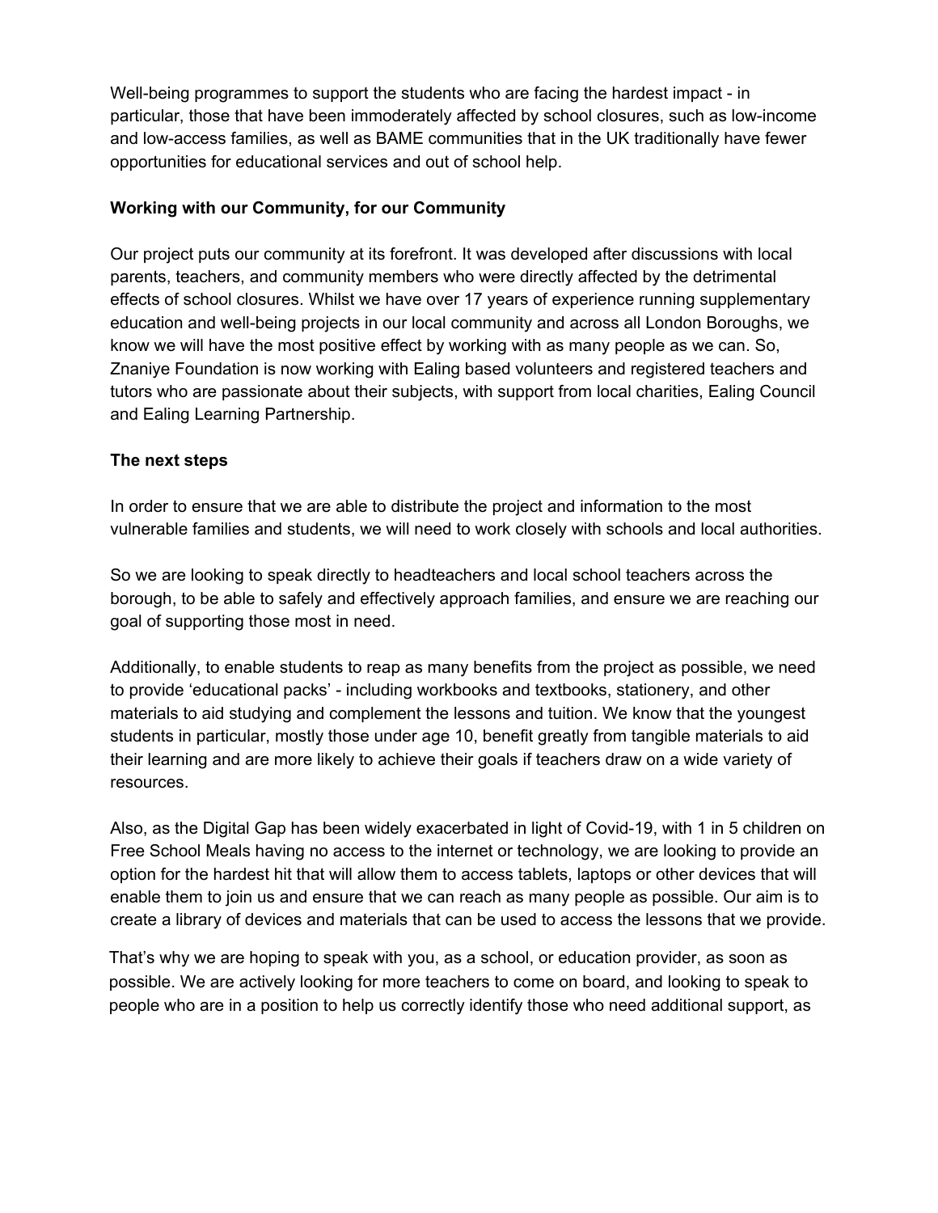Well-being programmes to support the students who are facing the hardest impact - in particular, those that have been immoderately affected by school closures, such as low-income and low-access families, as well as BAME communities that in the UK traditionally have fewer opportunities for educational services and out of school help.

**Working with our Community, for our Community**

Our project puts our community at its forefront. It was developed after discussions with local parents, teachers, and community members who were directly affected by the detrimental effects of school closures. Whilst we have over 17 years of experience running supplementary education and well-being projects in our local community and across all London Boroughs, we know we will have the most positive effect by working with as many people as we can. So, Znaniye Foundation is now working with Ealing based volunteers and registered teachers and tutors who are passionate about their subjects, with support from local charities, Ealing Council and Ealing Learning Partnership.

**The next steps**

In order to ensure that we are able to distribute the project and information to the most vulnerable families and students, we will need to work closely with schools and local authorities.

So we are looking to speak directly to headteachers and local school teachers across the borough, to be able to safely and effectively approach families, and ensure we are reaching our goal of supporting those most in need.

Additionally, to enable students to reap as many benefits from the project as possible, we need to provide 'educational packs' - including workbooks and textbooks, stationery, and other materials to aid studying and complement the lessons and tuition. We know that the youngest students in particular, mostly those under age 10, benefit greatly from tangible materials to aid their learning and are more likely to achieve their goals if teachers draw on a wide variety of resources.

Also, as the Digital Gap has been widely exacerbated in light of Covid-19, with 1 in 5 children on Free School Meals having no access to the internet or technology, we are looking to provide an option for the hardest hit that will allow them to access tablets, laptops or other devices that will enable them to join us and ensure that we can reach as many people as possible. Our aim is to create a library of devices and materials that can be used to access the lessons that we provide.

That's why we are hoping to speak with you, as a school, or education provider, as soon as possible. We are actively looking for more teachers to come on board, and looking to speak to people who are in a position to help us correctly identify those who need additional support, as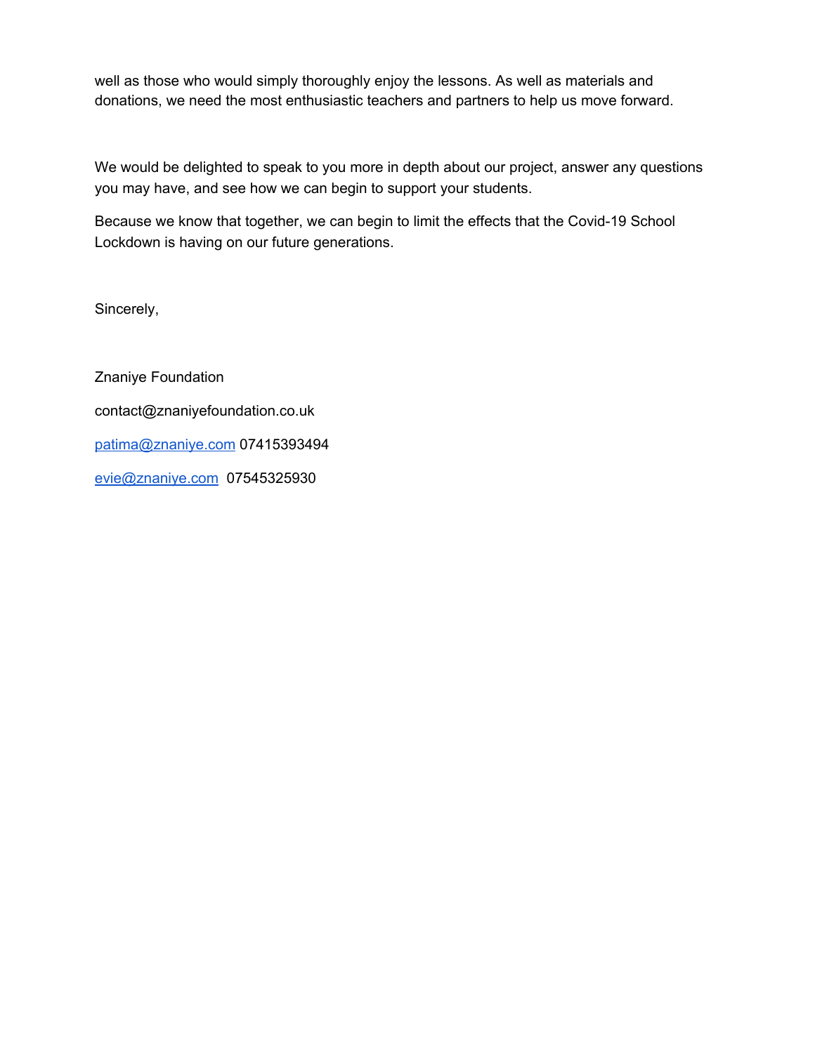well as those who would simply thoroughly enjoy the lessons. As well as materials and donations, we need the most enthusiastic teachers and partners to help us move forward.

We would be delighted to speak to you more in depth about our project, answer any questions you may have, and see how we can begin to support your students.

Because we know that together, we can begin to limit the effects that the Covid-19 School Lockdown is having on our future generations.

Sincerely,

Znaniye Foundation

contact@znaniyefoundation.co.uk

[patima@znaniye.com](mailto:patima@znaniye.com) 07415393494

[evie@znaniye.com](mailto:evie@znaniye.com) 07545325930